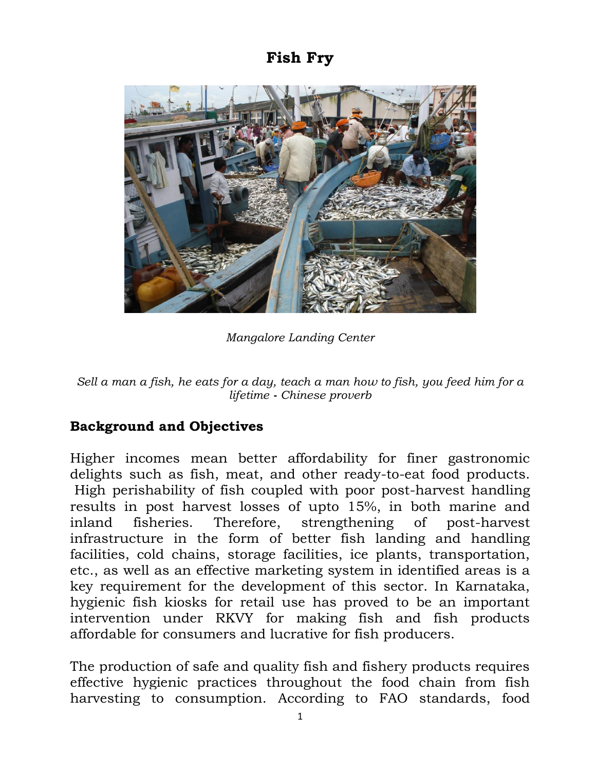# Fish Fry

*Mangalore Landing Center*

*Sell a man a fish, he eats for a day, teach a man how to fish, you feed him for a lifetime* ***-*** *Chinese proverb*

## Background and Objectives

Higher incomes mean better affordability for finer gastronomic delights such as fish, meat, and other ready-to-eat food products. High perishability of fish coupled with poor post-harvest handling results in post harvest losses of upto 15%, in both marine and inland fisheries. Therefore, strengthening of post-harvest infrastructure in the form of better fish landing and handling facilities, cold chains, storage facilities, ice plants, transportation, etc., as well as an effective marketing system in identified areas is a key requirement for the development of this sector. In Karnataka, hygienic fish kiosks for retail use has proved to be an important intervention under RKVY for making fish and fish products affordable for consumers and lucrative for fish producers.

The production of safe and quality fish and fishery products requires effective hygienic practices throughout the food chain from fish harvesting to consumption. According to FAO standards, food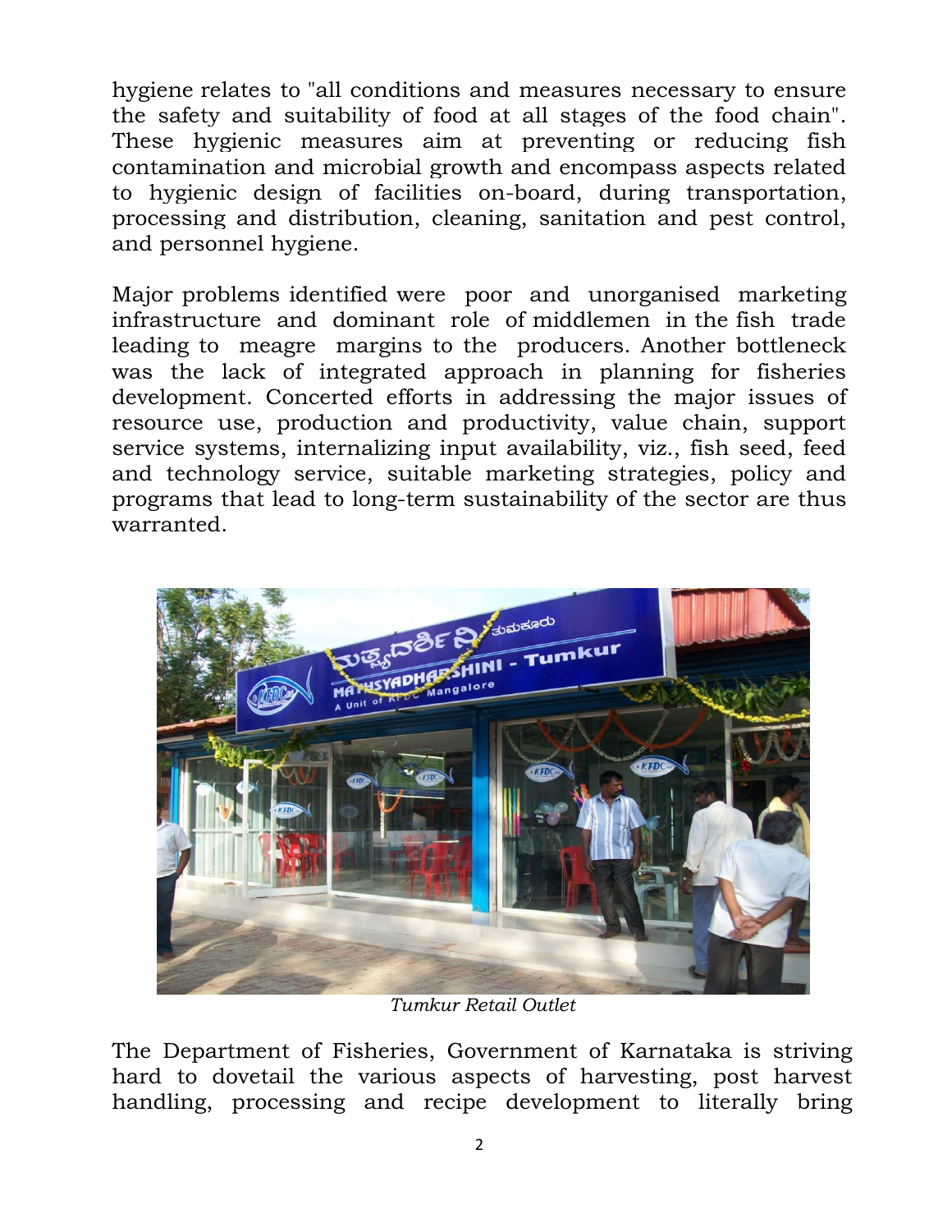hygiene relates to "all conditions and measures necessary to ensure the safety and suitability of food at all stages of the food chain". These hygienic measures aim at preventing or reducing fish contamination and microbial growth and encompass aspects related to hygienic design of facilities on-board, during transportation, processing and distribution, cleaning, sanitation and pest control, and personnel hygiene.

Major problems identified were poor and unorganised marketing infrastructure and dominant role of middlemen in the fish trade leading to meagre margins to the producers. Another bottleneck was the lack of integrated approach in planning for fisheries development. Concerted efforts in addressing the major issues of resource use, production and productivity, value chain, support service systems, internalizing input availability, viz., fish seed, feed and technology service, suitable marketing strategies, policy and programs that lead to long-term sustainability of the sector are thus warranted.

*Tumkur Retail Outlet*

The Department of Fisheries, Government of Karnataka is striving hard to dovetail the various aspects of harvesting, post harvest handling, processing and recipe development to literally bring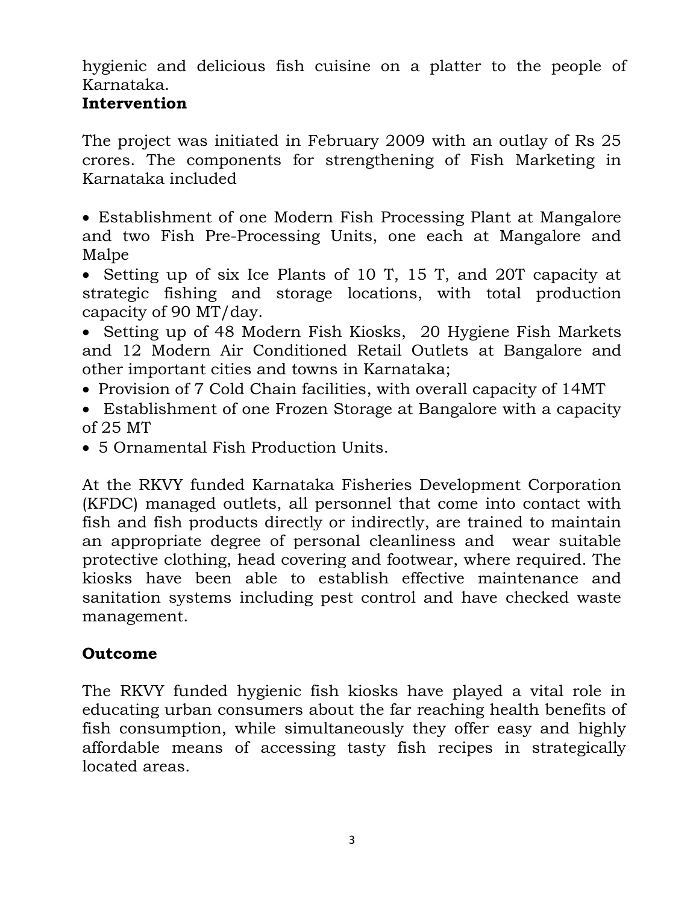hygienic and delicious fish cuisine on a platter to the people of Karnataka.

**Intervention**

The project was initiated in February 2009 with an outlay of Rs 25 crores. The components for strengthening of Fish Marketing in Karnataka included

- Establishment of one Modern Fish Processing Plant at Mangalore and two Fish Pre-Processing Units, one each at Mangalore and Malpe
- Setting up of six Ice Plants of 10 T, 15 T, and 20T capacity at strategic fishing and storage locations, with total production capacity of 90 MT/day.
- Setting up of 48 Modern Fish Kiosks, 20 Hygiene Fish Markets and 12 Modern Air Conditioned Retail Outlets at Bangalore and other important cities and towns in Karnataka;
- Provision of 7 Cold Chain facilities, with overall capacity of 14MT
- Establishment of one Frozen Storage at Bangalore with a capacity of 25 MT
- 5 Ornamental Fish Production Units.

At the RKVY funded Karnataka Fisheries Development Corporation (KFDC) managed outlets, all personnel that come into contact with fish and fish products directly or indirectly, are trained to maintain an appropriate degree of personal cleanliness and wear suitable protective clothing, head covering and footwear, where required. The kiosks have been able to establish effective maintenance and sanitation systems including pest control and have checked waste management.

**Outcome**

The RKVY funded hygienic fish kiosks have played a vital role in educating urban consumers about the far reaching health benefits of fish consumption, while simultaneously they offer easy and highly affordable means of accessing tasty fish recipes in strategically located areas.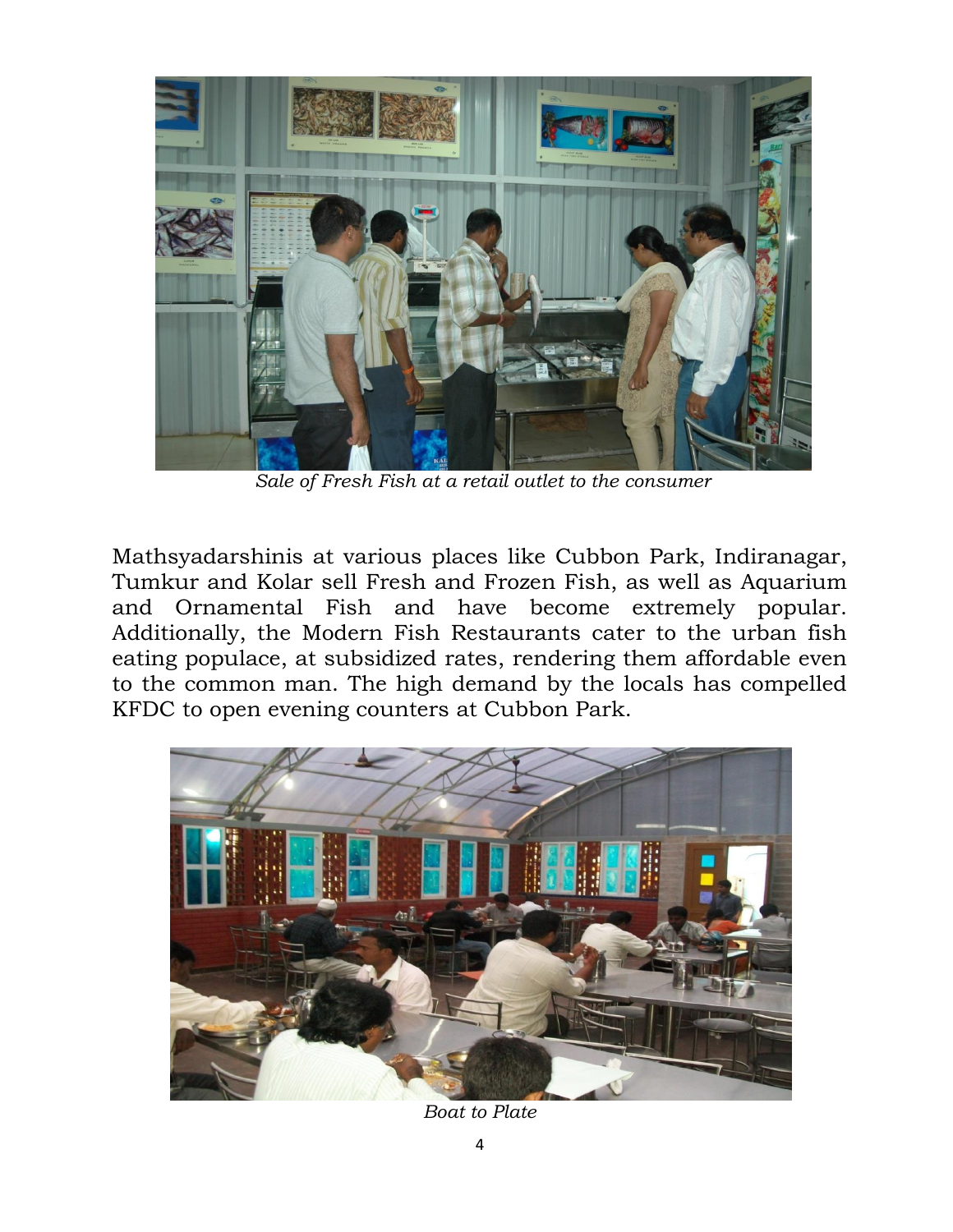*Sale of Fresh Fish at a retail outlet to the consumer*

Mathsyadarshinis at various places like Cubbon Park, Indiranagar, Tumkur and Kolar sell Fresh and Frozen Fish, as well as Aquarium and Ornamental Fish and have become extremely popular. Additionally, the Modern Fish Restaurants cater to the urban fish eating populace, at subsidized rates, rendering them affordable even to the common man. The high demand by the locals has compelled KFDC to open evening counters at Cubbon Park.

*Boat to Plate*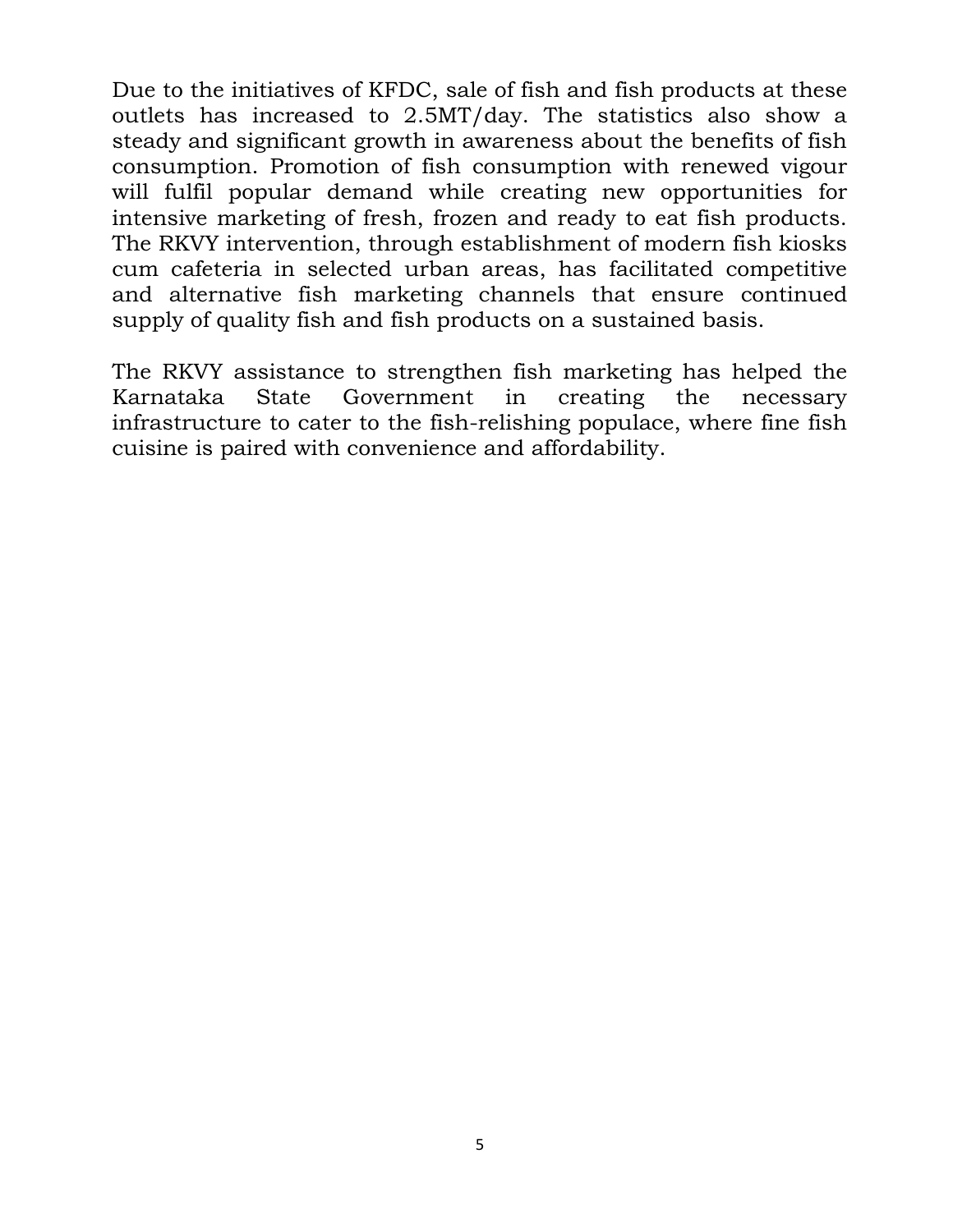Due to the initiatives of KFDC, sale of fish and fish products at these outlets has increased to 2.5MT/day. The statistics also show a steady and significant growth in awareness about the benefits of fish consumption. Promotion of fish consumption with renewed vigour will fulfil popular demand while creating new opportunities for intensive marketing of fresh, frozen and ready to eat fish products. The RKVY intervention, through establishment of modern fish kiosks cum cafeteria in selected urban areas, has facilitated competitive and alternative fish marketing channels that ensure continued supply of quality fish and fish products on a sustained basis.

The RKVY assistance to strengthen fish marketing has helped the Karnataka State Government in creating the necessary infrastructure to cater to the fish-relishing populace, where fine fish cuisine is paired with convenience and affordability.